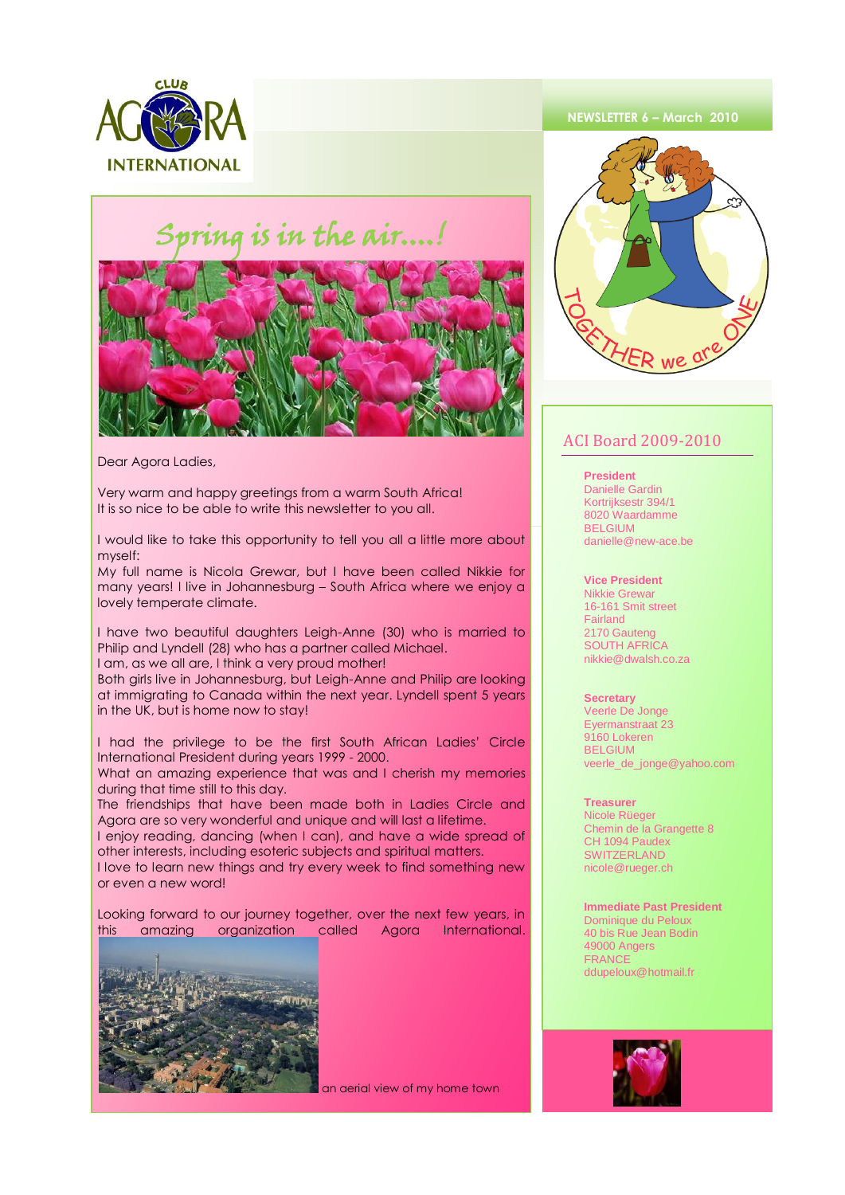CLUB AGORA INTERNATIONAL

NEWSLETTER 6 – March 2010

# Spring is in the air….!

Dear Agora Ladies,

Very warm and happy greetings from a warm South Africa!
It is so nice to be able to write this newsletter to you all.

I would like to take this opportunity to tell you all a little more about myself:
My full name is Nicola Grewar, but I have been called Nikkie for many years! I live in Johannesburg – South Africa where we enjoy a lovely temperate climate.

I have two beautiful daughters Leigh-Anne (30) who is married to Philip and Lyndell (28) who has a partner called Michael.
I am, as we all are, I think a very proud mother!
Both girls live in Johannesburg, but Leigh-Anne and Philip are looking at immigrating to Canada within the next year. Lyndell spent 5 years in the UK, but is home now to stay!

I had the privilege to be the first South African Ladies' Circle International President during years 1999 - 2000.
What an amazing experience that was and I cherish my memories during that time still to this day.
The friendships that have been made both in Ladies Circle and Agora are so very wonderful and unique and will last a lifetime.
I enjoy reading, dancing (when I can), and have a wide spread of other interests, including esoteric subjects and spiritual matters.
I love to learn new things and try every week to find something new or even a new word!

Looking forward to our journey together, over the next few years, in this amazing organization called Agora International.

an aerial view of my home town

TOGETHER we are ONE

## ACI Board 2009-2010

**President**
Danielle Gardin
Kortrijksestr 394/1
8020 Waardamme
BELGIUM
danielle@new-ace.be

**Vice President**
Nikkie Grewar
16-161 Smit street
Fairland
2170 Gauteng
SOUTH AFRICA
nikkie@dwalsh.co.za

**Secretary**
Veerle De Jonge
Eyermanstraat 23
9160 Lokeren
BELGIUM
veerle_de_jonge@yahoo.com

**Treasurer**
Nicole Rüeger
Chemin de la Grangette 8
CH 1094 Paudex
SWITZERLAND
nicole@rueger.ch

**Immediate Past President**
Dominique du Peloux
40 bis Rue Jean Bodin
49000 Angers
FRANCE
ddupeloux@hotmail.fr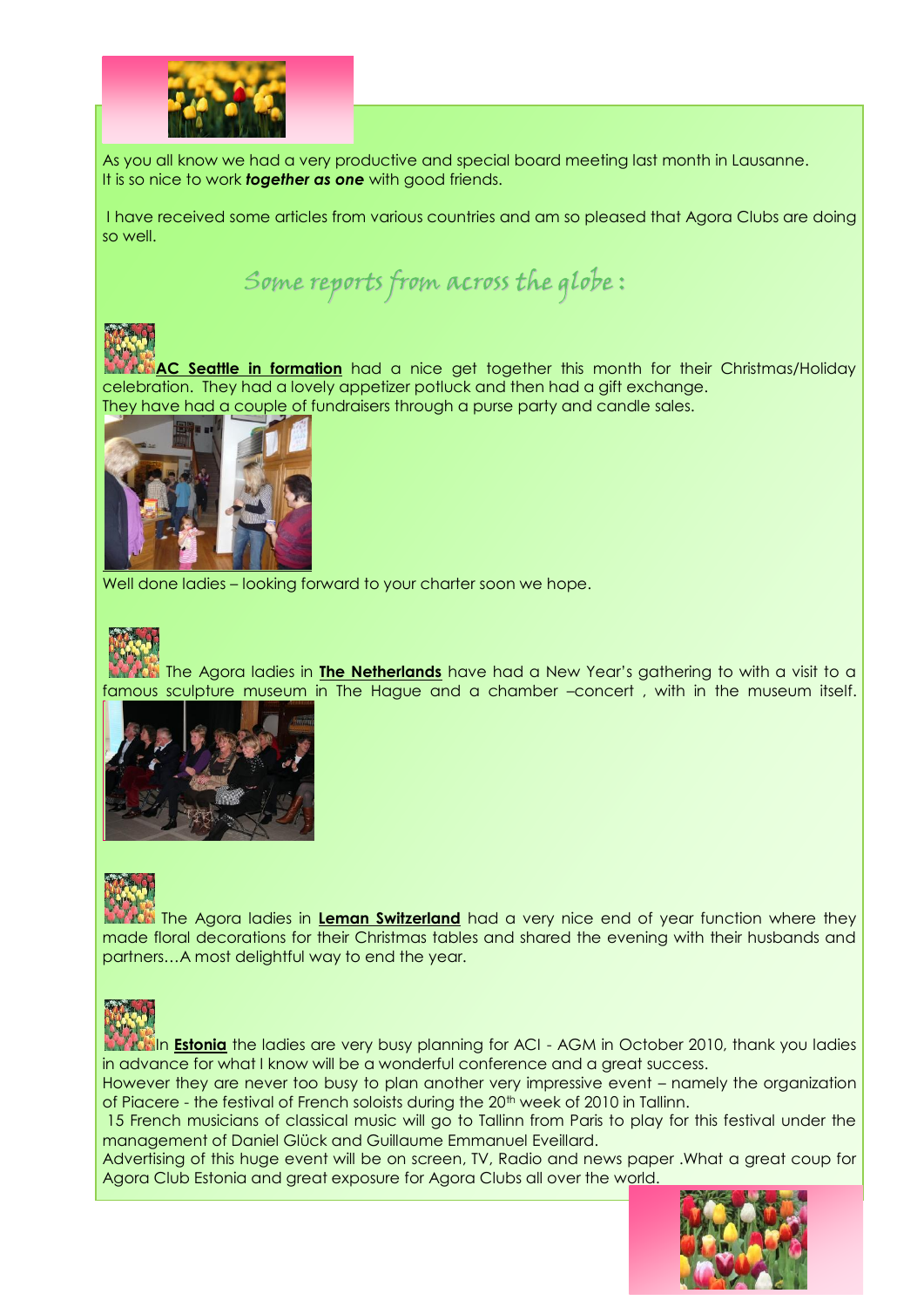As you all know we had a very productive and special board meeting last month in Lausanne. It is so nice to work ***together as one*** with good friends.

I have received some articles from various countries and am so pleased that Agora Clubs are doing so well.

## *Some reports from across the globe :*

**AC Seattle in formation** had a nice get together this month for their Christmas/Holiday celebration. They had a lovely appetizer potluck and then had a gift exchange. They have had a couple of fundraisers through a purse party and candle sales.

Well done ladies – looking forward to your charter soon we hope.

The Agora ladies in **The Netherlands** have had a New Year's gathering to with a visit to a famous sculpture museum in The Hague and a chamber –concert , with in the museum itself.

The Agora ladies in **Leman Switzerland** had a very nice end of year function where they made floral decorations for their Christmas tables and shared the evening with their husbands and partners…A most delightful way to end the year.

In **Estonia** the ladies are very busy planning for ACI - AGM in October 2010, thank you ladies in advance for what I know will be a wonderful conference and a great success.
However they are never too busy to plan another very impressive event – namely the organization of Piacere - the festival of French soloists during the 20th week of 2010 in Tallinn.
15 French musicians of classical music will go to Tallinn from Paris to play for this festival under the management of Daniel Glück and Guillaume Emmanuel Eveillard.
Advertising of this huge event will be on screen, TV, Radio and news paper .What a great coup for Agora Club Estonia and great exposure for Agora Clubs all over the world.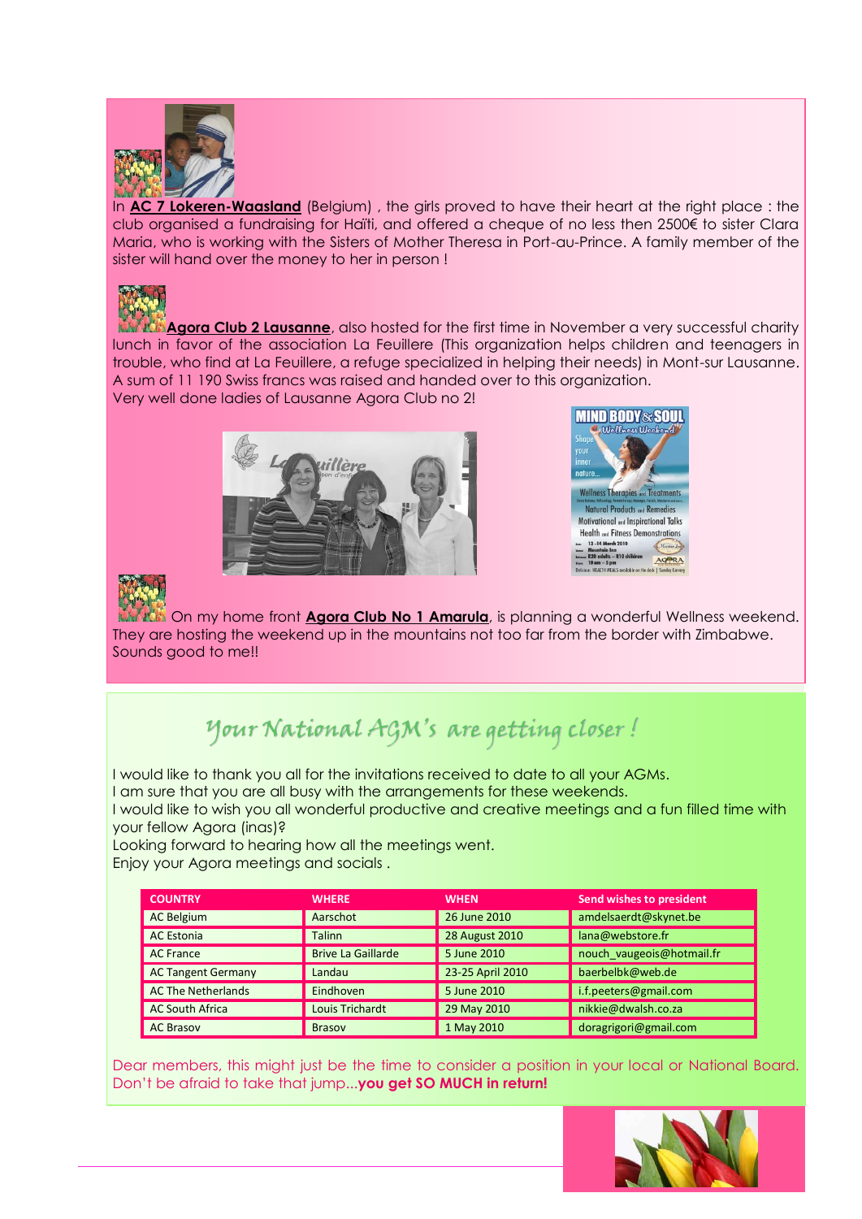In **AC 7 Lokeren-Waasland** (Belgium) , the girls proved to have their heart at the right place : the club organised a fundraising for Haïti, and offered a cheque of no less then 2500€ to sister Clara Maria, who is working with the Sisters of Mother Theresa in Port-au-Prince. A family member of the sister will hand over the money to her in person !

**Agora Club 2 Lausanne**, also hosted for the first time in November a very successful charity lunch in favor of the association La Feuillere (This organization helps children and teenagers in trouble, who find at La Feuillere, a refuge specialized in helping their needs) in Mont-sur Lausanne. A sum of 11 190 Swiss francs was raised and handed over to this organization.
Very well done ladies of Lausanne Agora Club no 2!

On my home front **Agora Club No 1 Amarula**, is planning a wonderful Wellness weekend. They are hosting the weekend up in the mountains not too far from the border with Zimbabwe. Sounds good to me!!

## *Your National AGM's are getting closer !*

I would like to thank you all for the invitations received to date to all your AGMs.
I am sure that you are all busy with the arrangements for these weekends.
I would like to wish you all wonderful productive and creative meetings and a fun filled time with your fellow Agora (inas)?
Looking forward to hearing how all the meetings went.
Enjoy your Agora meetings and socials .

| COUNTRY | WHERE | WHEN | Send wishes to president |
|---|---|---|---|
| AC Belgium | Aarschot | 26 June 2010 | amdelsaerdt@skynet.be |
| AC Estonia | Talinn | 28 August 2010 | lana@webstore.fr |
| AC France | Brive La Gaillarde | 5 June 2010 | nouch_vaugeois@hotmail.fr |
| AC Tangent Germany | Landau | 23-25 April 2010 | baerbelbk@web.de |
| AC The Netherlands | Eindhoven | 5 June 2010 | i.f.peeters@gmail.com |
| AC South Africa | Louis Trichardt | 29 May 2010 | nikkie@dwalsh.co.za |
| AC Brasov | Brasov | 1 May 2010 | doragrigori@gmail.com |

Dear members, this might just be the time to consider a position in your local or National Board. Don't be afraid to take that jump...**you get SO MUCH in return!**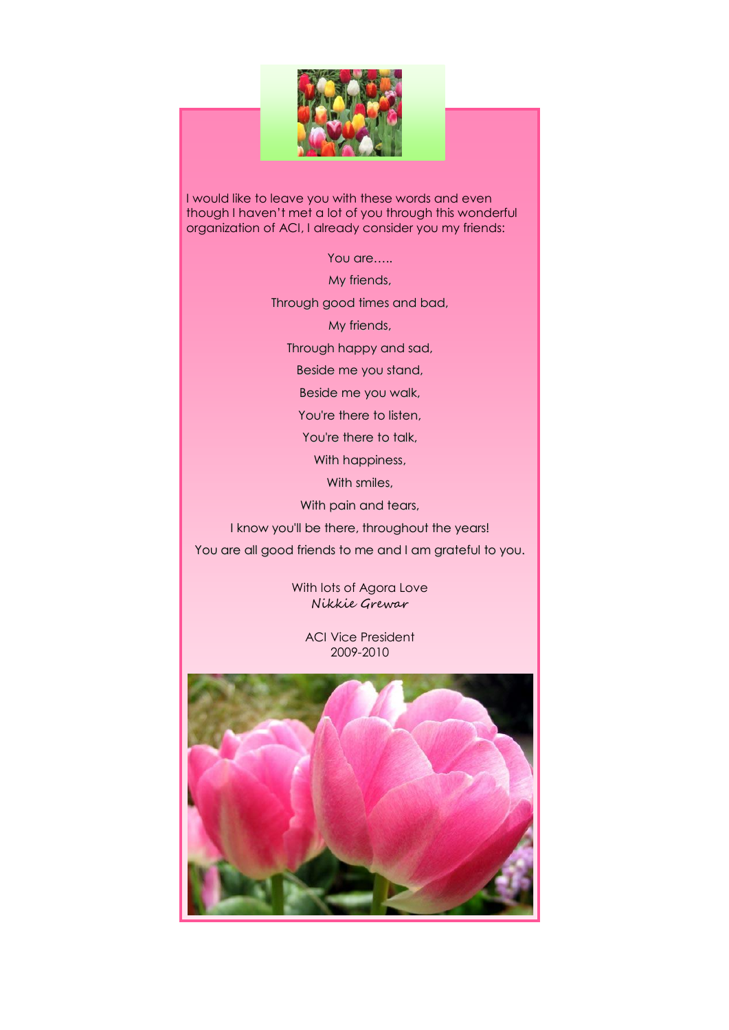I would like to leave you with these words and even though I haven't met a lot of you through this wonderful organization of ACI, I already consider you my friends:

You are…..

My friends,

Through good times and bad,

My friends,

Through happy and sad,

Beside me you stand,

Beside me you walk,

You're there to listen,

You're there to talk,

With happiness,

With smiles,

With pain and tears,

I know you'll be there, throughout the years!

You are all good friends to me and I am grateful to you.

With lots of Agora Love
*Nikkie Grewar*

ACI Vice President
2009-2010